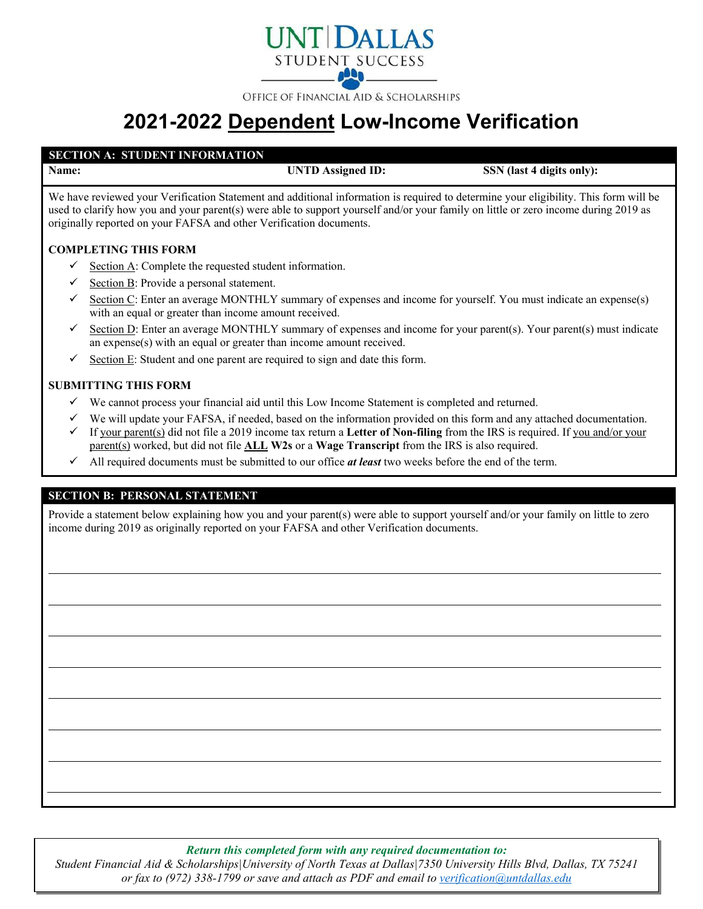UNT | DALLAS
STUDENT SUCCESS

OFFICE OF FINANCIAL AID & SCHOLARSHIPS

# 2021-2022 Dependent Low-Income Verification

## SECTION A: STUDENT INFORMATION

| Name: | UNTD Assigned ID: | SSN (last 4 digits only): |
|---|---|---|

We have reviewed your Verification Statement and additional information is required to determine your eligibility. This form will be used to clarify how you and your parent(s) were able to support yourself and/or your family on little or zero income during 2019 as originally reported on your FAFSA and other Verification documents.

**COMPLETING THIS FORM**

- ✓ Section A: Complete the requested student information.
- ✓ Section B: Provide a personal statement.
- ✓ Section C: Enter an average MONTHLY summary of expenses and income for yourself. You must indicate an expense(s) with an equal or greater than income amount received.
- ✓ Section D: Enter an average MONTHLY summary of expenses and income for your parent(s). Your parent(s) must indicate an expense(s) with an equal or greater than income amount received.
- ✓ Section E: Student and one parent are required to sign and date this form.

**SUBMITTING THIS FORM**

- ✓ We cannot process your financial aid until this Low Income Statement is completed and returned.
- ✓ We will update your FAFSA, if needed, based on the information provided on this form and any attached documentation.
- ✓ If your parent(s) did not file a 2019 income tax return a **Letter of Non-filing** from the IRS is required. If you and/or your parent(s) worked, but did not file **ALL W2s** or a **Wage Transcript** from the IRS is also required.
- ✓ All required documents must be submitted to our office ***at least*** two weeks before the end of the term.

## SECTION B: PERSONAL STATEMENT

Provide a statement below explaining how you and your parent(s) were able to support yourself and/or your family on little to zero income during 2019 as originally reported on your FAFSA and other Verification documents.

_______________________________________________

_______________________________________________

_______________________________________________

_______________________________________________

_______________________________________________

_______________________________________________

_______________________________________________

_______________________________________________

***Return this completed form with any required documentation to:***
*Student Financial Aid & Scholarships|University of North Texas at Dallas|7350 University Hills Blvd, Dallas, TX 75241 or fax to (972) 338-1799 or save and attach as PDF and email to verification@untdallas.edu*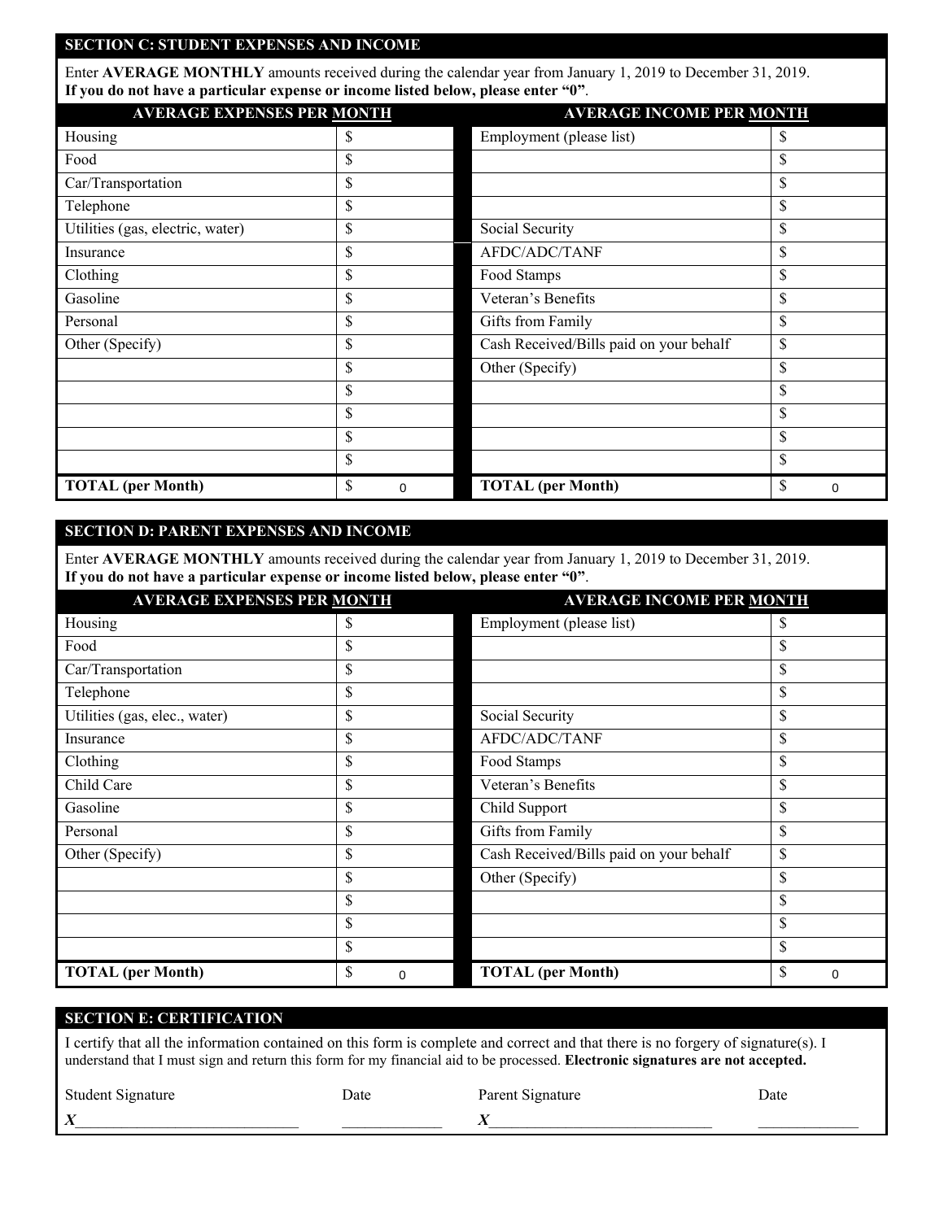## SECTION C: STUDENT EXPENSES AND INCOME

Enter **AVERAGE MONTHLY** amounts received during the calendar year from January 1, 2019 to December 31, 2019. **If you do not have a particular expense or income listed below, please enter "0"**.

| AVERAGE EXPENSES PER MONTH | | AVERAGE INCOME PER MONTH | |
|---|---|---|---|
| Housing | $ | Employment (please list) | $ |
| Food | $ | | $ |
| Car/Transportation | $ | | $ |
| Telephone | $ | | $ |
| Utilities (gas, electric, water) | $ | Social Security | $ |
| Insurance | $ | AFDC/ADC/TANF | $ |
| Clothing | $ | Food Stamps | $ |
| Gasoline | $ | Veteran's Benefits | $ |
| Personal | $ | Gifts from Family | $ |
| Other (Specify) | $ | Cash Received/Bills paid on your behalf | $ |
| | $ | Other (Specify) | $ |
| | $ | | $ |
| | $ | | $ |
| | $ | | $ |
| | $ | | $ |
| **TOTAL (per Month)** | $ 0 | **TOTAL (per Month)** | $ 0 |

## SECTION D: PARENT EXPENSES AND INCOME

Enter **AVERAGE MONTHLY** amounts received during the calendar year from January 1, 2019 to December 31, 2019. **If you do not have a particular expense or income listed below, please enter "0"**.

| AVERAGE EXPENSES PER MONTH | | AVERAGE INCOME PER MONTH | |
|---|---|---|---|
| Housing | $ | Employment (please list) | $ |
| Food | $ | | $ |
| Car/Transportation | $ | | $ |
| Telephone | $ | | $ |
| Utilities (gas, elec., water) | $ | Social Security | $ |
| Insurance | $ | AFDC/ADC/TANF | $ |
| Clothing | $ | Food Stamps | $ |
| Child Care | $ | Veteran's Benefits | $ |
| Gasoline | $ | Child Support | $ |
| Personal | $ | Gifts from Family | $ |
| Other (Specify) | $ | Cash Received/Bills paid on your behalf | $ |
| | $ | Other (Specify) | $ |
| | $ | | $ |
| | $ | | $ |
| | $ | | $ |
| **TOTAL (per Month)** | $ 0 | **TOTAL (per Month)** | $ 0 |

## SECTION E: CERTIFICATION

I certify that all the information contained on this form is complete and correct and that there is no forgery of signature(s). I understand that I must sign and return this form for my financial aid to be processed. **Electronic signatures are not accepted.**

| Student Signature | Date | Parent Signature | Date |
|---|---|---|---|
| *X*__________________________ | _____________ | *X*__________________________ | _____________ |